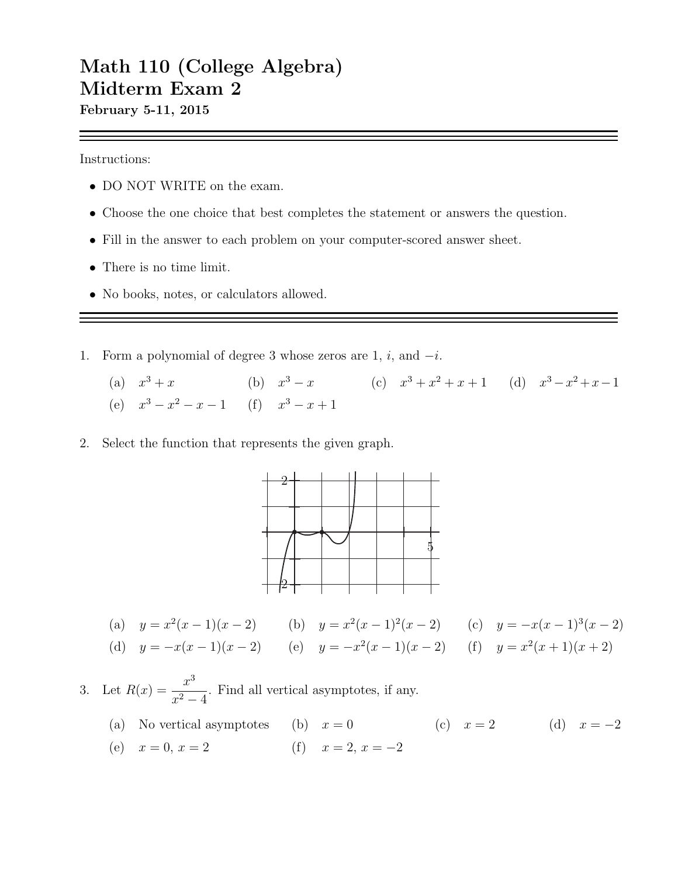# Math 110 (College Algebra)
# Midterm Exam 2

**February 5-11, 2015**

Instructions:

- DO NOT WRITE on the exam.
- Choose the one choice that best completes the statement or answers the question.
- Fill in the answer to each problem on your computer-scored answer sheet.
- There is no time limit.
- No books, notes, or calculators allowed.

1. Form a polynomial of degree 3 whose zeros are 1, $i$, and $-i$.

   (a) $x^3 + x$ (b) $x^3 - x$ (c) $x^3 + x^2 + x + 1$ (d) $x^3 - x^2 + x - 1$

   (e) $x^3 - x^2 - x - 1$ (f) $x^3 - x + 1$

2. Select the function that represents the given graph.

   (a) $y = x^2(x-1)(x-2)$ (b) $y = x^2(x-1)^2(x-2)$ (c) $y = -x(x-1)^3(x-2)$

   (d) $y = -x(x-1)(x-2)$ (e) $y = -x^2(x-1)(x-2)$ (f) $y = x^2(x+1)(x+2)$

3. Let $R(x) = \dfrac{x^3}{x^2 - 4}$. Find all vertical asymptotes, if any.

   (a) No vertical asymptotes (b) $x = 0$ (c) $x = 2$ (d) $x = -2$

   (e) $x = 0$, $x = 2$ (f) $x = 2$, $x = -2$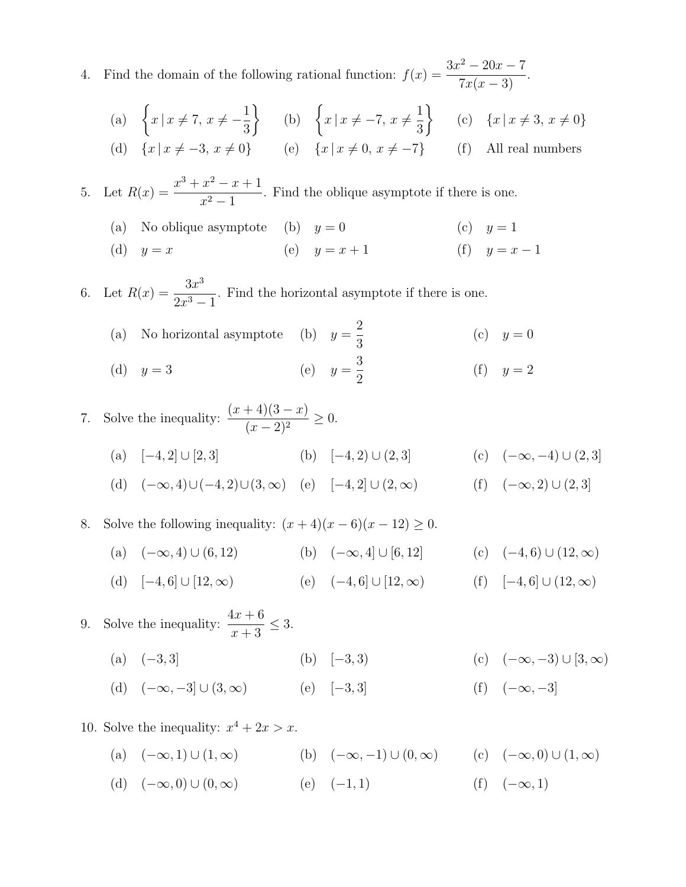4. Find the domain of the following rational function: $f(x) = \dfrac{3x^2 - 20x - 7}{7x(x-3)}$.

(a) $\left\{x \mid x \neq 7,\ x \neq -\dfrac{1}{3}\right\}$ (b) $\left\{x \mid x \neq -7,\ x \neq \dfrac{1}{3}\right\}$ (c) $\{x \mid x \neq 3,\ x \neq 0\}$

(d) $\{x \mid x \neq -3,\ x \neq 0\}$ (e) $\{x \mid x \neq 0,\ x \neq -7\}$ (f) All real numbers

5. Let $R(x) = \dfrac{x^3 + x^2 - x + 1}{x^2 - 1}$. Find the oblique asymptote if there is one.

(a) No oblique asymptote (b) $y = 0$ (c) $y = 1$

(d) $y = x$ (e) $y = x + 1$ (f) $y = x - 1$

6. Let $R(x) = \dfrac{3x^3}{2x^3 - 1}$. Find the horizontal asymptote if there is one.

(a) No horizontal asymptote (b) $y = \dfrac{2}{3}$ (c) $y = 0$

(d) $y = 3$ (e) $y = \dfrac{3}{2}$ (f) $y = 2$

7. Solve the inequality: $\dfrac{(x+4)(3-x)}{(x-2)^2} \geq 0$.

(a) $[-4, 2] \cup [2, 3]$ (b) $[-4, 2) \cup (2, 3]$ (c) $(-\infty, -4) \cup (2, 3]$

(d) $(-\infty, 4) \cup (-4, 2) \cup (3, \infty)$ (e) $[-4, 2] \cup (2, \infty)$ (f) $(-\infty, 2) \cup (2, 3]$

8. Solve the following inequality: $(x+4)(x-6)(x-12) \geq 0$.

(a) $(-\infty, 4) \cup (6, 12)$ (b) $(-\infty, 4] \cup [6, 12]$ (c) $(-4, 6) \cup (12, \infty)$

(d) $[-4, 6] \cup [12, \infty)$ (e) $(-4, 6] \cup [12, \infty)$ (f) $[-4, 6] \cup (12, \infty)$

9. Solve the inequality: $\dfrac{4x + 6}{x + 3} \leq 3$.

(a) $(-3, 3]$ (b) $[-3, 3)$ (c) $(-\infty, -3) \cup [3, \infty)$

(d) $(-\infty, -3] \cup (3, \infty)$ (e) $[-3, 3]$ (f) $(-\infty, -3]$

10. Solve the inequality: $x^4 + 2x > x$.

(a) $(-\infty, 1) \cup (1, \infty)$ (b) $(-\infty, -1) \cup (0, \infty)$ (c) $(-\infty, 0) \cup (1, \infty)$

(d) $(-\infty, 0) \cup (0, \infty)$ (e) $(-1, 1)$ (f) $(-\infty, 1)$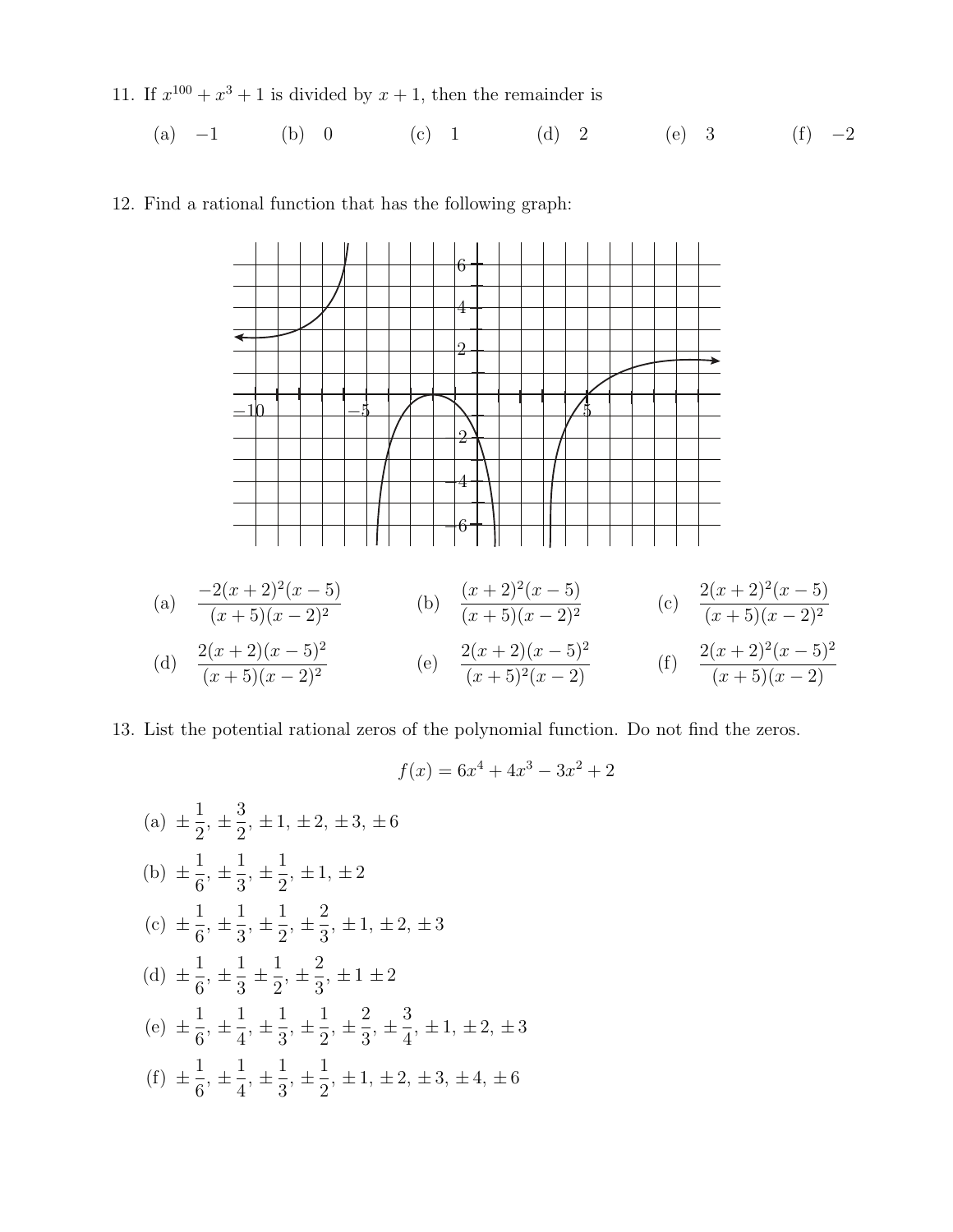11. If $x^{100} + x^3 + 1$ is divided by $x + 1$, then the remainder is

(a) $-1$ (b) $0$ (c) $1$ (d) $2$ (e) $3$ (f) $-2$

12. Find a rational function that has the following graph:

(a) $\dfrac{-2(x+2)^2(x-5)}{(x+5)(x-2)^2}$ (b) $\dfrac{(x+2)^2(x-5)}{(x+5)(x-2)^2}$ (c) $\dfrac{2(x+2)^2(x-5)}{(x+5)(x-2)^2}$

(d) $\dfrac{2(x+2)(x-5)^2}{(x+5)(x-2)^2}$ (e) $\dfrac{2(x+2)(x-5)^2}{(x+5)^2(x-2)}$ (f) $\dfrac{2(x+2)^2(x-5)^2}{(x+5)(x-2)}$

13. List the potential rational zeros of the polynomial function. Do not find the zeros.

$$f(x) = 6x^4 + 4x^3 - 3x^2 + 2$$

(a) $\pm\frac{1}{2}, \pm\frac{3}{2}, \pm 1, \pm 2, \pm 3, \pm 6$

(b) $\pm\frac{1}{6}, \pm\frac{1}{3}, \pm\frac{1}{2}, \pm 1, \pm 2$

(c) $\pm\frac{1}{6}, \pm\frac{1}{3}, \pm\frac{1}{2}, \pm\frac{2}{3}, \pm 1, \pm 2, \pm 3$

(d) $\pm\frac{1}{6}, \pm\frac{1}{3} \pm\frac{1}{2}, \pm\frac{2}{3}, \pm 1 \pm 2$

(e) $\pm\frac{1}{6}, \pm\frac{1}{4}, \pm\frac{1}{3}, \pm\frac{1}{2}, \pm\frac{2}{3}, \pm\frac{3}{4}, \pm 1, \pm 2, \pm 3$

(f) $\pm\frac{1}{6}, \pm\frac{1}{4}, \pm\frac{1}{3}, \pm\frac{1}{2}, \pm 1, \pm 2, \pm 3, \pm 4, \pm 6$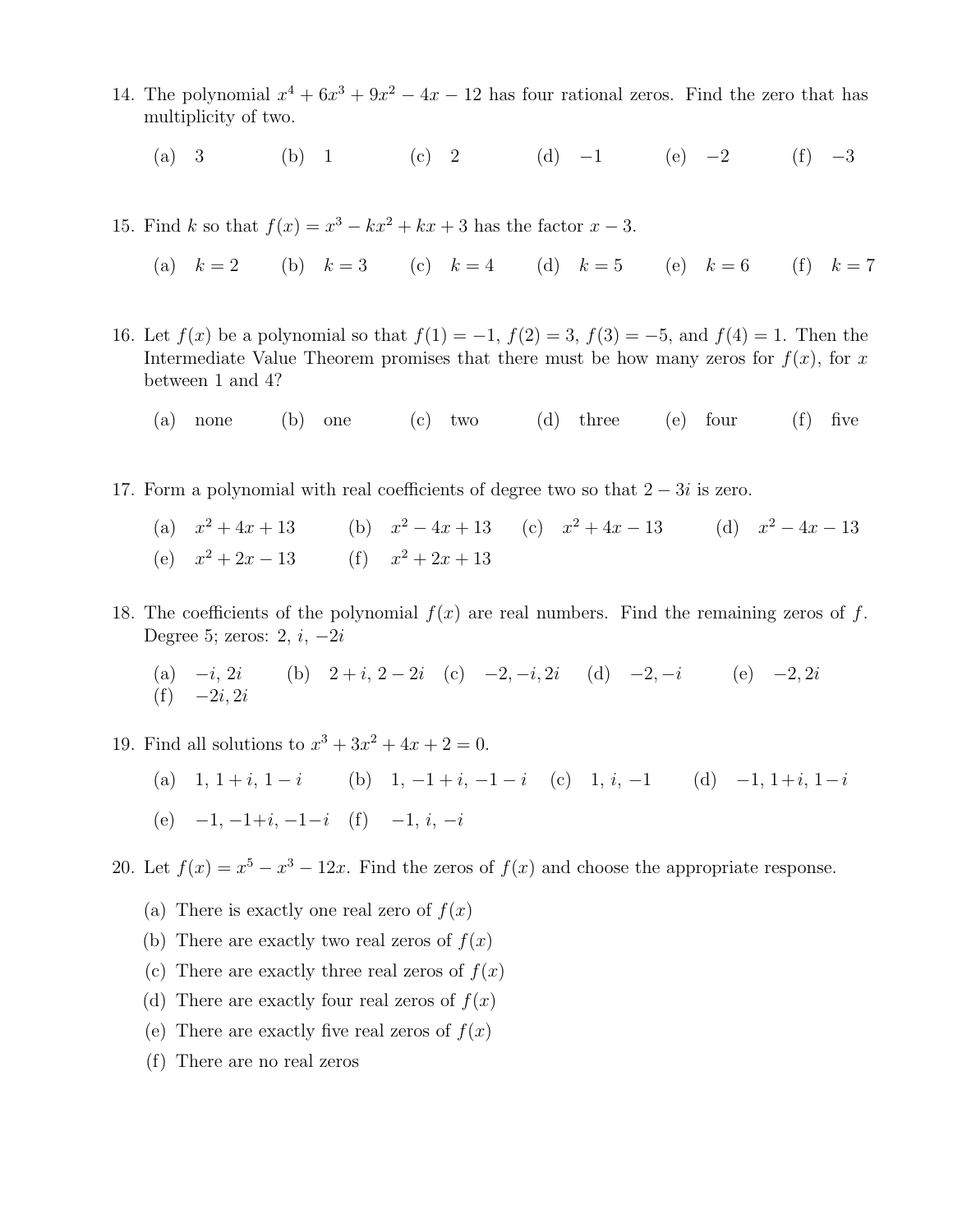14. The polynomial $x^4 + 6x^3 + 9x^2 - 4x - 12$ has four rational zeros. Find the zero that has multiplicity of two.

    (a) $3$ (b) $1$ (c) $2$ (d) $-1$ (e) $-2$ (f) $-3$

15. Find $k$ so that $f(x) = x^3 - kx^2 + kx + 3$ has the factor $x - 3$.

    (a) $k = 2$ (b) $k = 3$ (c) $k = 4$ (d) $k = 5$ (e) $k = 6$ (f) $k = 7$

16. Let $f(x)$ be a polynomial so that $f(1) = -1$, $f(2) = 3$, $f(3) = -5$, and $f(4) = 1$. Then the Intermediate Value Theorem promises that there must be how many zeros for $f(x)$, for $x$ between 1 and 4?

    (a) none (b) one (c) two (d) three (e) four (f) five

17. Form a polynomial with real coefficients of degree two so that $2 - 3i$ is zero.

    (a) $x^2 + 4x + 13$ (b) $x^2 - 4x + 13$ (c) $x^2 + 4x - 13$ (d) $x^2 - 4x - 13$
    (e) $x^2 + 2x - 13$ (f) $x^2 + 2x + 13$

18. The coefficients of the polynomial $f(x)$ are real numbers. Find the remaining zeros of $f$. Degree 5; zeros: $2$, $i$, $-2i$

    (a) $-i, 2i$ (b) $2 + i, 2 - 2i$ (c) $-2, -i, 2i$ (d) $-2, -i$ (e) $-2, 2i$
    (f) $-2i, 2i$

19. Find all solutions to $x^3 + 3x^2 + 4x + 2 = 0$.

    (a) $1, 1 + i, 1 - i$ (b) $1, -1 + i, -1 - i$ (c) $1, i, -1$ (d) $-1, 1 + i, 1 - i$
    (e) $-1, -1 + i, -1 - i$ (f) $-1, i, -i$

20. Let $f(x) = x^5 - x^3 - 12x$. Find the zeros of $f(x)$ and choose the appropriate response.

    (a) There is exactly one real zero of $f(x)$
    (b) There are exactly two real zeros of $f(x)$
    (c) There are exactly three real zeros of $f(x)$
    (d) There are exactly four real zeros of $f(x)$
    (e) There are exactly five real zeros of $f(x)$
    (f) There are no real zeros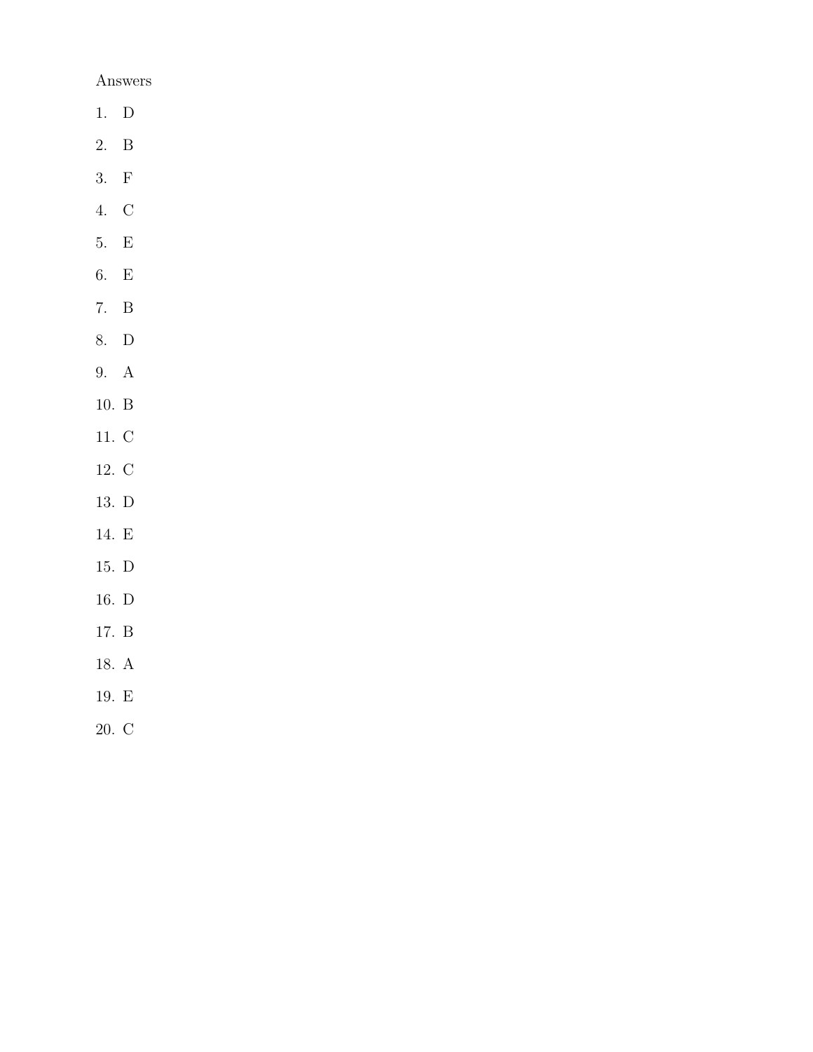Answers

1. D
2. B
3. F
4. C
5. E
6. E
7. B
8. D
9. A
10. B
11. C
12. C
13. D
14. E
15. D
16. D
17. B
18. A
19. E
20. C